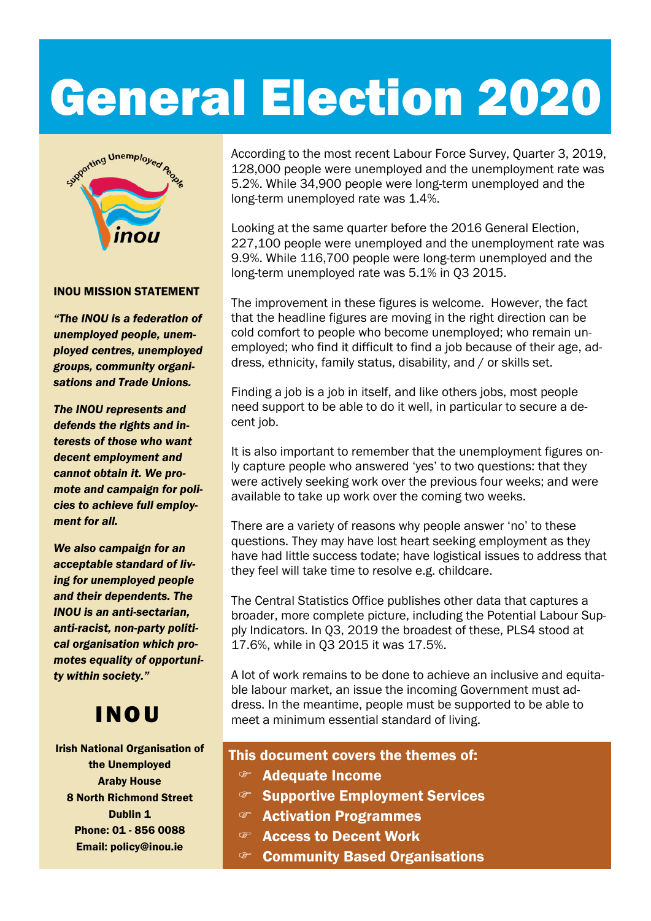# General Election 2020

Supporting Unemployed People

inou

**INOU MISSION STATEMENT**

***"The INOU is a federation of unemployed people, unemployed centres, unemployed groups, community organisations and Trade Unions.***

***The INOU represents and defends the rights and interests of those who want decent employment and cannot obtain it. We promote and campaign for policies to achieve full employment for all.***

***We also campaign for an acceptable standard of living for unemployed people and their dependents. The INOU is an anti-sectarian, anti-racist, non-party political organisation which promotes equality of opportunity within society."***

## INOU

**Irish National Organisation of the Unemployed**
**Araby House**
**8 North Richmond Street**
**Dublin 1**
**Phone: 01 - 856 0088**
**Email: policy@inou.ie**

According to the most recent Labour Force Survey, Quarter 3, 2019, 128,000 people were unemployed and the unemployment rate was 5.2%. While 34,900 people were long-term unemployed and the long-term unemployed rate was 1.4%.

Looking at the same quarter before the 2016 General Election, 227,100 people were unemployed and the unemployment rate was 9.9%. While 116,700 people were long-term unemployed and the long-term unemployed rate was 5.1% in Q3 2015.

The improvement in these figures is welcome. However, the fact that the headline figures are moving in the right direction can be cold comfort to people who become unemployed; who remain unemployed; who find it difficult to find a job because of their age, address, ethnicity, family status, disability, and / or skills set.

Finding a job is a job in itself, and like others jobs, most people need support to be able to do it well, in particular to secure a decent job.

It is also important to remember that the unemployment figures only capture people who answered 'yes' to two questions: that they were actively seeking work over the previous four weeks; and were available to take up work over the coming two weeks.

There are a variety of reasons why people answer 'no' to these questions. They may have lost heart seeking employment as they have had little success todate; have logistical issues to address that they feel will take time to resolve e.g. childcare.

The Central Statistics Office publishes other data that captures a broader, more complete picture, including the Potential Labour Supply Indicators. In Q3, 2019 the broadest of these, PLS4 stood at 17.6%, while in Q3 2015 it was 17.5%.

A lot of work remains to be done to achieve an inclusive and equitable labour market, an issue the incoming Government must address. In the meantime, people must be supported to be able to meet a minimum essential standard of living.

**This document covers the themes of:**

- **Adequate Income**
- **Supportive Employment Services**
- **Activation Programmes**
- **Access to Decent Work**
- **Community Based Organisations**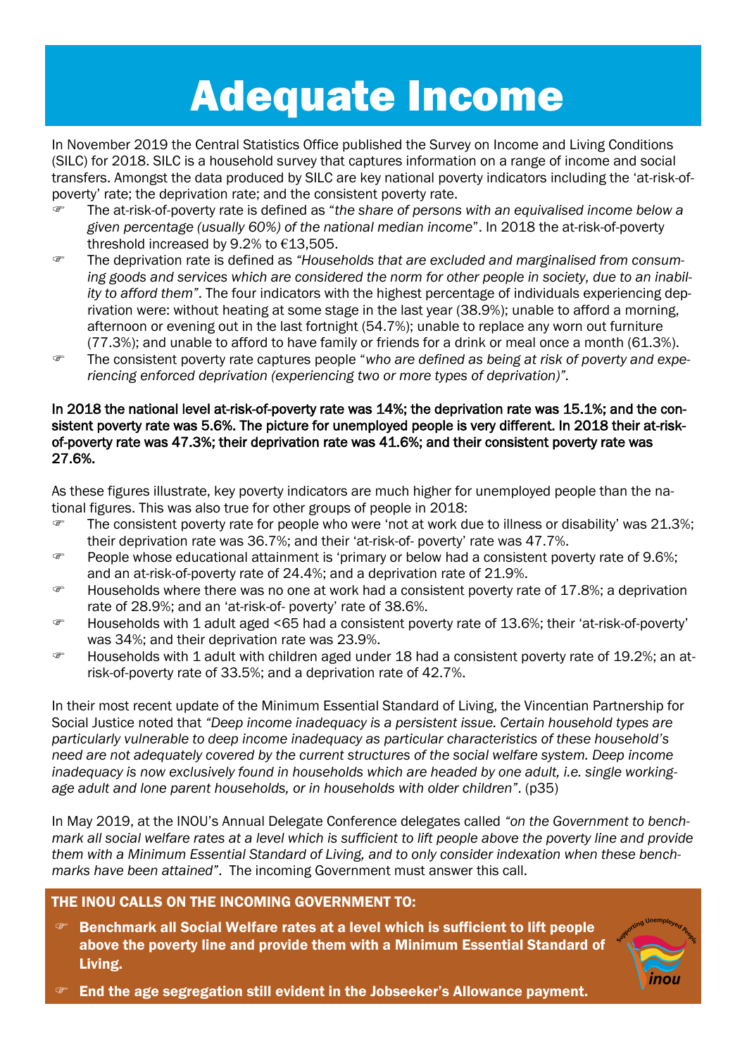# Adequate Income

In November 2019 the Central Statistics Office published the Survey on Income and Living Conditions (SILC) for 2018. SILC is a household survey that captures information on a range of income and social transfers. Amongst the data produced by SILC are key national poverty indicators including the 'at-risk-of-poverty' rate; the deprivation rate; and the consistent poverty rate.

- The at-risk-of-poverty rate is defined as "*the share of persons with an equivalised income below a given percentage (usually 60%) of the national median income*". In 2018 the at-risk-of-poverty threshold increased by 9.2% to €13,505.
- The deprivation rate is defined as *"Households that are excluded and marginalised from consuming goods and services which are considered the norm for other people in society, due to an inability to afford them"*. The four indicators with the highest percentage of individuals experiencing deprivation were: without heating at some stage in the last year (38.9%); unable to afford a morning, afternoon or evening out in the last fortnight (54.7%); unable to replace any worn out furniture (77.3%); and unable to afford to have family or friends for a drink or meal once a month (61.3%).
- The consistent poverty rate captures people "*who are defined as being at risk of poverty and experiencing enforced deprivation (experiencing two or more types of deprivation)".*

**In 2018 the national level at-risk-of-poverty rate was 14%; the deprivation rate was 15.1%; and the consistent poverty rate was 5.6%. The picture for unemployed people is very different. In 2018 their at-risk-of-poverty rate was 47.3%; their deprivation rate was 41.6%; and their consistent poverty rate was 27.6%.**

As these figures illustrate, key poverty indicators are much higher for unemployed people than the national figures. This was also true for other groups of people in 2018:

- The consistent poverty rate for people who were 'not at work due to illness or disability' was 21.3%; their deprivation rate was 36.7%; and their 'at-risk-of- poverty' rate was 47.7%.
- People whose educational attainment is 'primary or below had a consistent poverty rate of 9.6%; and an at-risk-of-poverty rate of 24.4%; and a deprivation rate of 21.9%.
- Households where there was no one at work had a consistent poverty rate of 17.8%; a deprivation rate of 28.9%; and an 'at-risk-of- poverty' rate of 38.6%.
- Households with 1 adult aged <65 had a consistent poverty rate of 13.6%; their 'at-risk-of-poverty' was 34%; and their deprivation rate was 23.9%.
- Households with 1 adult with children aged under 18 had a consistent poverty rate of 19.2%; an at-risk-of-poverty rate of 33.5%; and a deprivation rate of 42.7%.

In their most recent update of the Minimum Essential Standard of Living, the Vincentian Partnership for Social Justice noted that *"Deep income inadequacy is a persistent issue. Certain household types are particularly vulnerable to deep income inadequacy as particular characteristics of these household's need are not adequately covered by the current structures of the social welfare system. Deep income inadequacy is now exclusively found in households which are headed by one adult, i.e. single working-age adult and lone parent households, or in households with older children"*. (p35)

In May 2019, at the INOU's Annual Delegate Conference delegates called *"on the Government to benchmark all social welfare rates at a level which is sufficient to lift people above the poverty line and provide them with a Minimum Essential Standard of Living, and to only consider indexation when these benchmarks have been attained"*. The incoming Government must answer this call.

## THE INOU CALLS ON THE INCOMING GOVERNMENT TO:

- **Benchmark all Social Welfare rates at a level which is sufficient to lift people above the poverty line and provide them with a Minimum Essential Standard of Living.**
- **End the age segregation still evident in the Jobseeker's Allowance payment.**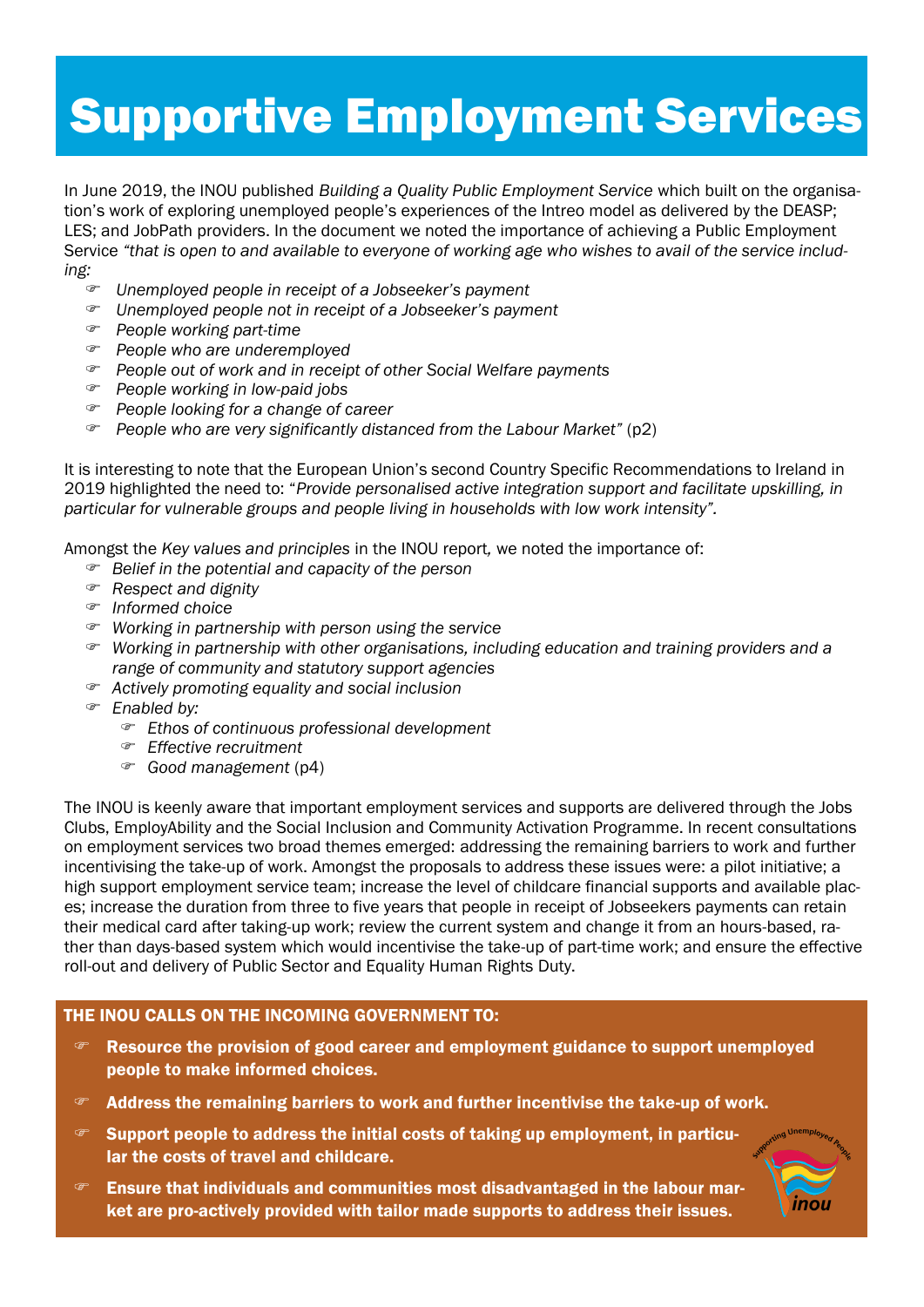# Supportive Employment Services

In June 2019, the INOU published *Building a Quality Public Employment Service* which built on the organisation's work of exploring unemployed people's experiences of the Intreo model as delivered by the DEASP; LES; and JobPath providers. In the document we noted the importance of achieving a Public Employment Service *"that is open to and available to everyone of working age who wishes to avail of the service including:*

- *Unemployed people in receipt of a Jobseeker's payment*
- *Unemployed people not in receipt of a Jobseeker's payment*
- *People working part-time*
- *People who are underemployed*
- *People out of work and in receipt of other Social Welfare payments*
- *People working in low-paid jobs*
- *People looking for a change of career*
- *People who are very significantly distanced from the Labour Market"* (p2)

It is interesting to note that the European Union's second Country Specific Recommendations to Ireland in 2019 highlighted the need to: *"Provide personalised active integration support and facilitate upskilling, in particular for vulnerable groups and people living in households with low work intensity".*

Amongst the *Key values and principles* in the INOU report, we noted the importance of:

- *Belief in the potential and capacity of the person*
- *Respect and dignity*
- *Informed choice*
- *Working in partnership with person using the service*
- *Working in partnership with other organisations, including education and training providers and a range of community and statutory support agencies*
- *Actively promoting equality and social inclusion*
- *Enabled by:*
  - *Ethos of continuous professional development*
  - *Effective recruitment*
  - *Good management* (p4)

The INOU is keenly aware that important employment services and supports are delivered through the Jobs Clubs, EmployAbility and the Social Inclusion and Community Activation Programme. In recent consultations on employment services two broad themes emerged: addressing the remaining barriers to work and further incentivising the take-up of work. Amongst the proposals to address these issues were: a pilot initiative; a high support employment service team; increase the level of childcare financial supports and available places; increase the duration from three to five years that people in receipt of Jobseekers payments can retain their medical card after taking-up work; review the current system and change it from an hours-based, rather than days-based system which would incentivise the take-up of part-time work; and ensure the effective roll-out and delivery of Public Sector and Equality Human Rights Duty.

**THE INOU CALLS ON THE INCOMING GOVERNMENT TO:**

- **Resource the provision of good career and employment guidance to support unemployed people to make informed choices.**
- **Address the remaining barriers to work and further incentivise the take-up of work.**
- **Support people to address the initial costs of taking up employment, in particular the costs of travel and childcare.**
- **Ensure that individuals and communities most disadvantaged in the labour market are pro-actively provided with tailor made supports to address their issues.**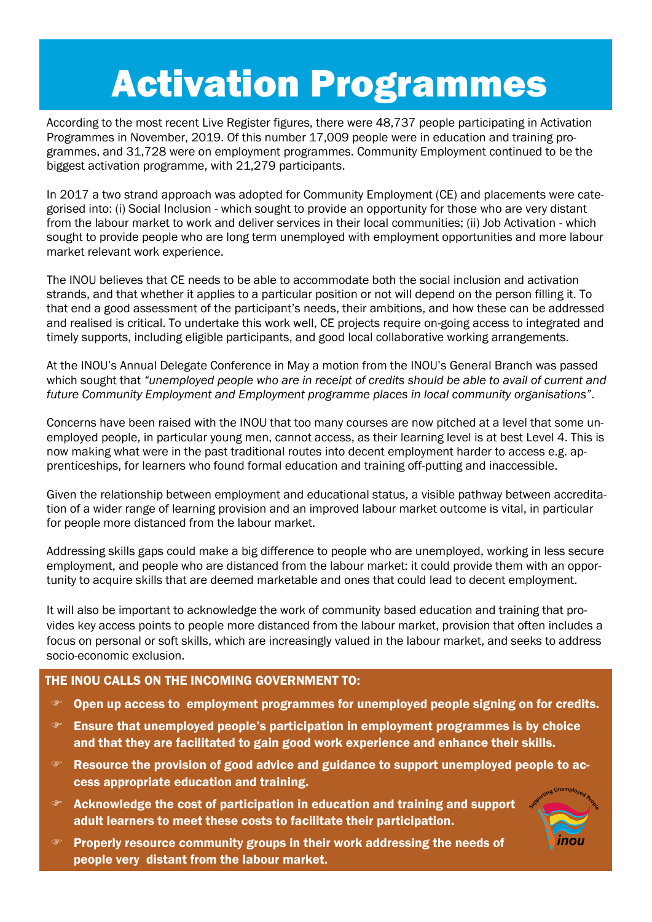# Activation Programmes

According to the most recent Live Register figures, there were 48,737 people participating in Activation Programmes in November, 2019. Of this number 17,009 people were in education and training programmes, and 31,728 were on employment programmes. Community Employment continued to be the biggest activation programme, with 21,279 participants.

In 2017 a two strand approach was adopted for Community Employment (CE) and placements were categorised into: (i) Social Inclusion - which sought to provide an opportunity for those who are very distant from the labour market to work and deliver services in their local communities; (ii) Job Activation - which sought to provide people who are long term unemployed with employment opportunities and more labour market relevant work experience.

The INOU believes that CE needs to be able to accommodate both the social inclusion and activation strands, and that whether it applies to a particular position or not will depend on the person filling it. To that end a good assessment of the participant's needs, their ambitions, and how these can be addressed and realised is critical. To undertake this work well, CE projects require on-going access to integrated and timely supports, including eligible participants, and good local collaborative working arrangements.

At the INOU's Annual Delegate Conference in May a motion from the INOU's General Branch was passed which sought that *"unemployed people who are in receipt of credits should be able to avail of current and future Community Employment and Employment programme places in local community organisations"*.

Concerns have been raised with the INOU that too many courses are now pitched at a level that some unemployed people, in particular young men, cannot access, as their learning level is at best Level 4. This is now making what were in the past traditional routes into decent employment harder to access e.g. apprenticeships, for learners who found formal education and training off-putting and inaccessible.

Given the relationship between employment and educational status, a visible pathway between accreditation of a wider range of learning provision and an improved labour market outcome is vital, in particular for people more distanced from the labour market.

Addressing skills gaps could make a big difference to people who are unemployed, working in less secure employment, and people who are distanced from the labour market: it could provide them with an opportunity to acquire skills that are deemed marketable and ones that could lead to decent employment.

It will also be important to acknowledge the work of community based education and training that provides key access points to people more distanced from the labour market, provision that often includes a focus on personal or soft skills, which are increasingly valued in the labour market, and seeks to address socio-economic exclusion.

**THE INOU CALLS ON THE INCOMING GOVERNMENT TO:**

- **Open up access to employment programmes for unemployed people signing on for credits.**
- **Ensure that unemployed people's participation in employment programmes is by choice and that they are facilitated to gain good work experience and enhance their skills.**
- **Resource the provision of good advice and guidance to support unemployed people to access appropriate education and training.**
- **Acknowledge the cost of participation in education and training and support adult learners to meet these costs to facilitate their participation.**
- **Properly resource community groups in their work addressing the needs of people very distant from the labour market.**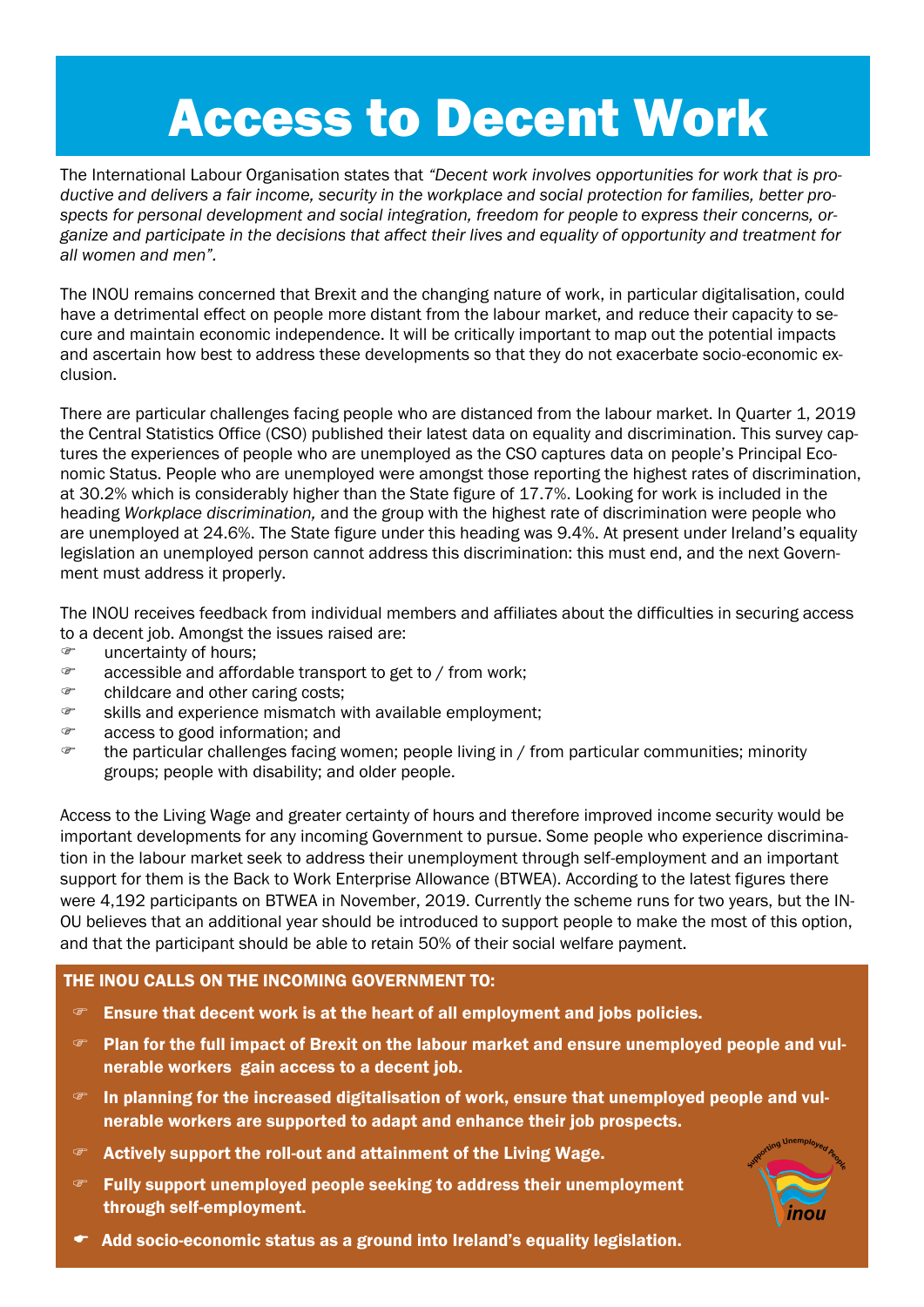# Access to Decent Work

The International Labour Organisation states that *"Decent work involves opportunities for work that is productive and delivers a fair income, security in the workplace and social protection for families, better prospects for personal development and social integration, freedom for people to express their concerns, organize and participate in the decisions that affect their lives and equality of opportunity and treatment for all women and men"*.

The INOU remains concerned that Brexit and the changing nature of work, in particular digitalisation, could have a detrimental effect on people more distant from the labour market, and reduce their capacity to secure and maintain economic independence. It will be critically important to map out the potential impacts and ascertain how best to address these developments so that they do not exacerbate socio-economic exclusion.

There are particular challenges facing people who are distanced from the labour market. In Quarter 1, 2019 the Central Statistics Office (CSO) published their latest data on equality and discrimination. This survey captures the experiences of people who are unemployed as the CSO captures data on people's Principal Economic Status. People who are unemployed were amongst those reporting the highest rates of discrimination, at 30.2% which is considerably higher than the State figure of 17.7%. Looking for work is included in the heading *Workplace discrimination,* and the group with the highest rate of discrimination were people who are unemployed at 24.6%. The State figure under this heading was 9.4%. At present under Ireland's equality legislation an unemployed person cannot address this discrimination: this must end, and the next Government must address it properly.

The INOU receives feedback from individual members and affiliates about the difficulties in securing access to a decent job. Amongst the issues raised are:

- uncertainty of hours;
- accessible and affordable transport to get to / from work;
- childcare and other caring costs;
- skills and experience mismatch with available employment;
- access to good information; and
- the particular challenges facing women; people living in / from particular communities; minority groups; people with disability; and older people.

Access to the Living Wage and greater certainty of hours and therefore improved income security would be important developments for any incoming Government to pursue. Some people who experience discrimination in the labour market seek to address their unemployment through self-employment and an important support for them is the Back to Work Enterprise Allowance (BTWEA). According to the latest figures there were 4,192 participants on BTWEA in November, 2019. Currently the scheme runs for two years, but the INOU believes that an additional year should be introduced to support people to make the most of this option, and that the participant should be able to retain 50% of their social welfare payment.

**THE INOU CALLS ON THE INCOMING GOVERNMENT TO:**

- **Ensure that decent work is at the heart of all employment and jobs policies.**
- **Plan for the full impact of Brexit on the labour market and ensure unemployed people and vulnerable workers gain access to a decent job.**
- **In planning for the increased digitalisation of work, ensure that unemployed people and vulnerable workers are supported to adapt and enhance their job prospects.**
- **Actively support the roll-out and attainment of the Living Wage.**
- **Fully support unemployed people seeking to address their unemployment through self-employment.**
- **Add socio-economic status as a ground into Ireland's equality legislation.**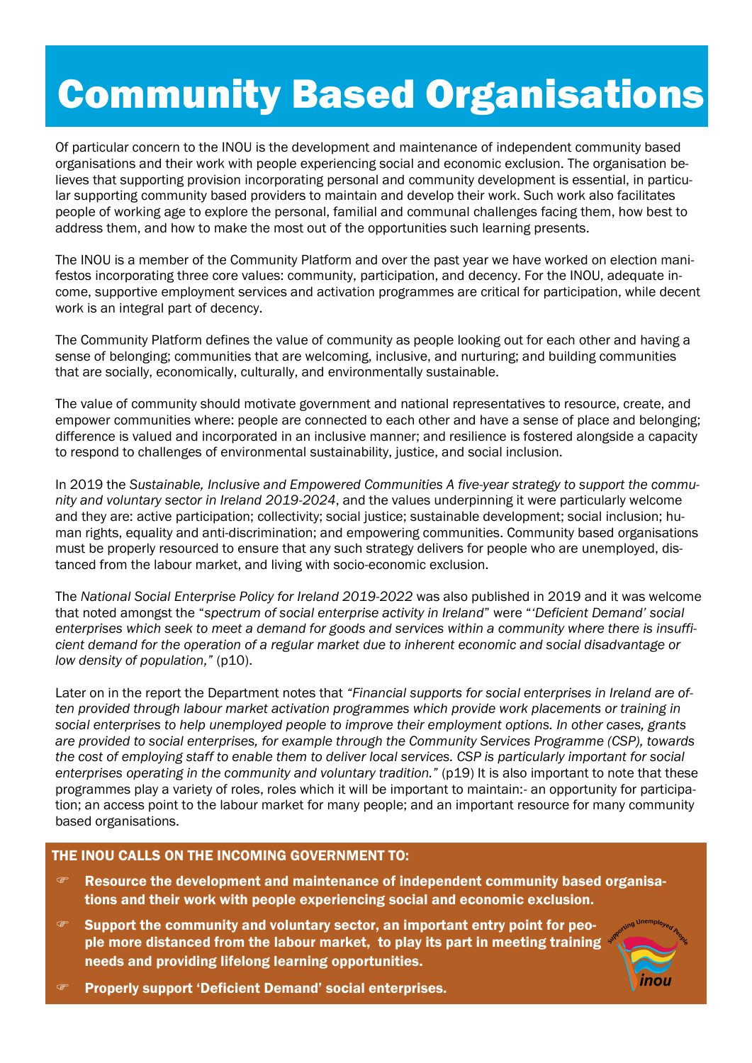# Community Based Organisations

Of particular concern to the INOU is the development and maintenance of independent community based organisations and their work with people experiencing social and economic exclusion. The organisation believes that supporting provision incorporating personal and community development is essential, in particular supporting community based providers to maintain and develop their work. Such work also facilitates people of working age to explore the personal, familial and communal challenges facing them, how best to address them, and how to make the most out of the opportunities such learning presents.

The INOU is a member of the Community Platform and over the past year we have worked on election manifestos incorporating three core values: community, participation, and decency. For the INOU, adequate income, supportive employment services and activation programmes are critical for participation, while decent work is an integral part of decency.

The Community Platform defines the value of community as people looking out for each other and having a sense of belonging; communities that are welcoming, inclusive, and nurturing; and building communities that are socially, economically, culturally, and environmentally sustainable.

The value of community should motivate government and national representatives to resource, create, and empower communities where: people are connected to each other and have a sense of place and belonging; difference is valued and incorporated in an inclusive manner; and resilience is fostered alongside a capacity to respond to challenges of environmental sustainability, justice, and social inclusion.

In 2019 the *Sustainable, Inclusive and Empowered Communities A five-year strategy to support the community and voluntary sector in Ireland 2019-2024*, and the values underpinning it were particularly welcome and they are: active participation; collectivity; social justice; sustainable development; social inclusion; human rights, equality and anti-discrimination; and empowering communities. Community based organisations must be properly resourced to ensure that any such strategy delivers for people who are unemployed, distanced from the labour market, and living with socio-economic exclusion.

The *National Social Enterprise Policy for Ireland 2019-2022* was also published in 2019 and it was welcome that noted amongst the "*spectrum of social enterprise activity in Ireland*" were "*'Deficient Demand' social enterprises which seek to meet a demand for goods and services within a community where there is insufficient demand for the operation of a regular market due to inherent economic and social disadvantage or low density of population,"* (p10).

Later on in the report the Department notes that *"Financial supports for social enterprises in Ireland are often provided through labour market activation programmes which provide work placements or training in social enterprises to help unemployed people to improve their employment options. In other cases, grants are provided to social enterprises, for example through the Community Services Programme (CSP), towards the cost of employing staff to enable them to deliver local services. CSP is particularly important for social enterprises operating in the community and voluntary tradition."* (p19) It is also important to note that these programmes play a variety of roles, roles which it will be important to maintain:- an opportunity for participation; an access point to the labour market for many people; and an important resource for many community based organisations.

## THE INOU CALLS ON THE INCOMING GOVERNMENT TO:

- **Resource the development and maintenance of independent community based organisations and their work with people experiencing social and economic exclusion.**
- **Support the community and voluntary sector, an important entry point for people more distanced from the labour market, to play its part in meeting training needs and providing lifelong learning opportunities.**
- **Properly support 'Deficient Demand' social enterprises.**